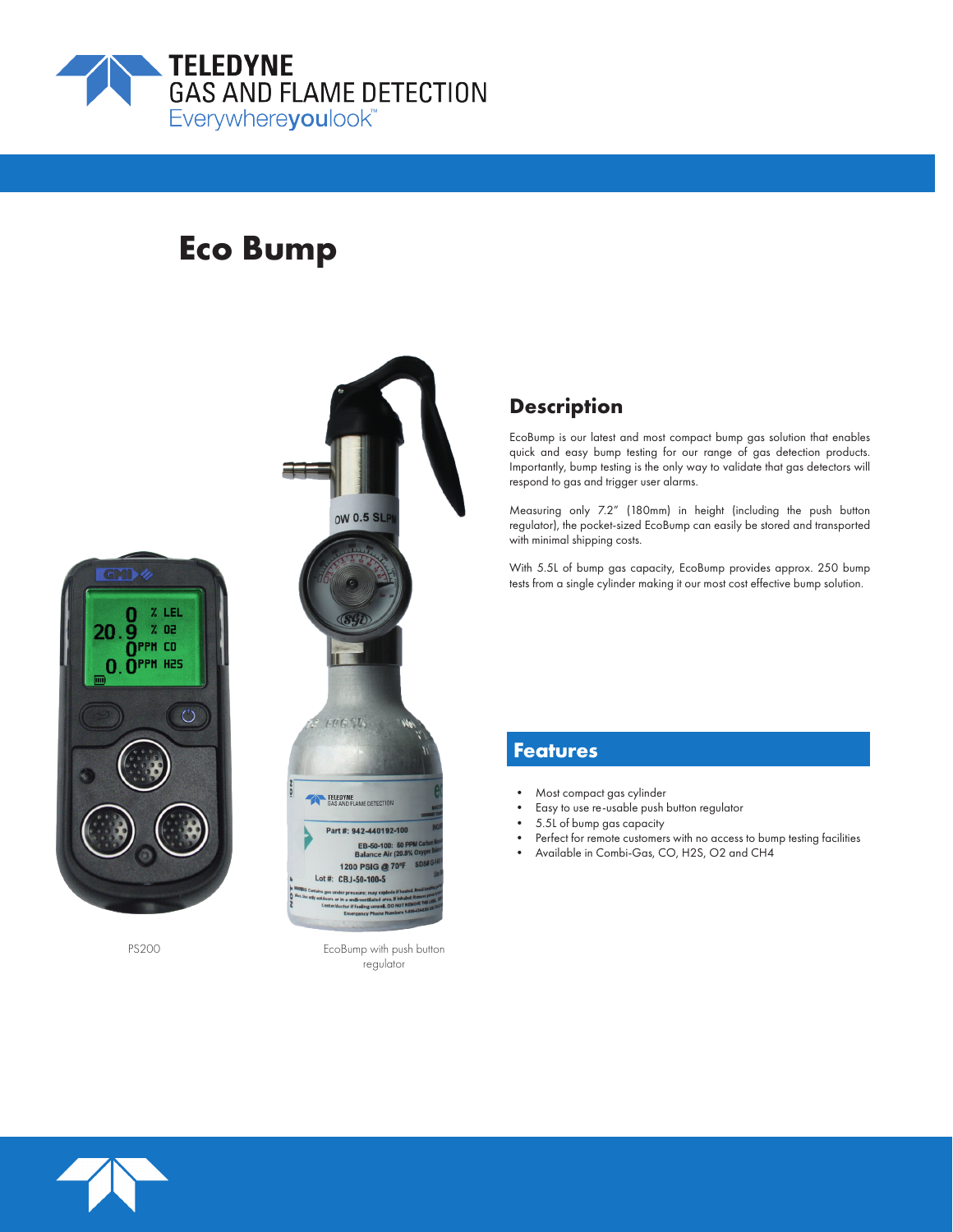# Eco Bump

PS200

EcoBump with push button regulator

## Description

EcoBump is our latest and most compact bump gas solution that enables quick and easy bump testing for our range of gas detection products. Importantly, bump testing is the only way to validate that gas detectors will respond to gas and trigger user alarms.

Measuring only 7.2" (180mm) in height (including the push button regulator), the pocket-sized EcoBump can easily be stored and transported with minimal shipping costs.

With 5.5L of bump gas capacity, EcoBump provides approx. 250 bump tests from a single cylinder making it our most cost effective bump solution.

## Features

- Most compact gas cylinder
- Easy to use re-usable push button regulator
- 5.5L of bump gas capacity
- Perfect for remote customers with no access to bump testing facilities
- Available in Combi-Gas, CO, H2S, O2 and CH4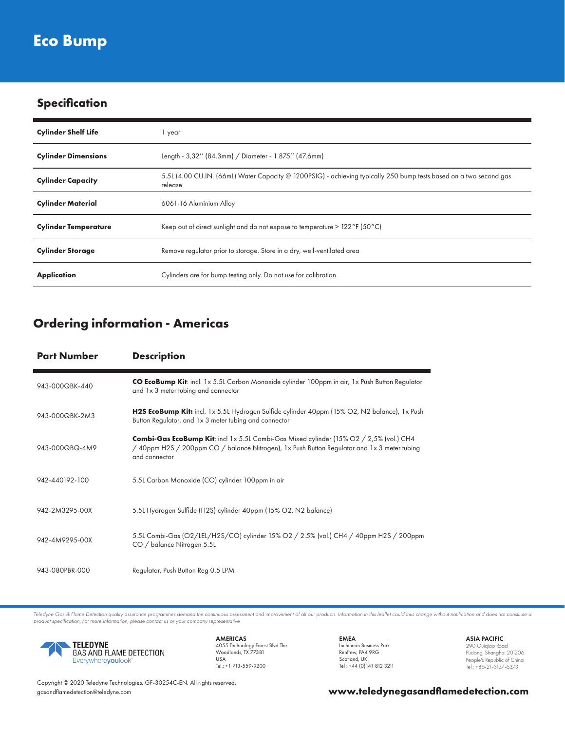# Eco Bump

## Specification

| | |
|---|---|
| **Cylinder Shelf Life** | 1 year |
| **Cylinder Dimensions** | Length - 3,32'' (84.3mm) / Diameter - 1.875'' (47.6mm) |
| **Cylinder Capacity** | 5.5L (4.00 CU.IN. (66mL) Water Capacity @ 1200PSIG) - achieving typically 250 bump tests based on a two second gas release |
| **Cylinder Material** | 6061-T6 Aluminium Alloy |
| **Cylinder Temperature** | Keep out of direct sunlight and do not expose to temperature > 122°F (50°C) |
| **Cylinder Storage** | Remove regulator prior to storage. Store in a dry, well-ventilated area |
| **Application** | Cylinders are for bump testing only. Do not use for calibration |

## Ordering information - Americas

| Part Number | Description |
|---|---|
| 943-000QBK-440 | **CO EcoBump Kit**: incl. 1x 5.5L Carbon Monoxide cylinder 100ppm in air, 1x Push Button Regulator and 1x 3 meter tubing and connector |
| 943-000QBK-2M3 | **H2S EcoBump Kit:** incl. 1x 5.5L Hydrogen Sulfide cylinder 40ppm (15% O2, N2 balance), 1x Push Button Regulator, and 1x 3 meter tubing and connector |
| 943-000QBQ-4M9 | **Combi-Gas EcoBump Kit**: incl 1x 5.5L Combi-Gas Mixed cylinder (15% O2 / 2,5% (vol.) CH4 / 40ppm H2S / 200ppm CO / balance Nitrogen), 1x Push Button Regulator and 1x 3 meter tubing and connector |
| 942-440192-100 | 5.5L Carbon Monoxide (CO) cylinder 100ppm in air |
| 942-2M3295-00X | 5.5L Hydrogen Sulfide (H2S) cylinder 40ppm (15% O2, N2 balance) |
| 942-4M9295-00X | 5.5L Combi-Gas (O2/LEL/H2S/CO) cylinder 15% O2 / 2.5% (vol.) CH4 / 40ppm H2S / 200ppm CO / balance Nitrogen 5.5L |
| 943-080PBR-000 | Regulator, Push Button Reg 0.5 LPM |

*Teledyne Gas & Flame Detection quality assurance programmes demand the continuous assessment and improvement of all our products. Information in this leaflet could thus change without notification and does not constitute a product specification. For more information, please contact us or your company representative*

TELEDYNE
GAS AND FLAME DETECTION
Everywhereyoulook™

**AMERICAS**
4055 Technology Forest Blvd.The Woodlands, TX 77381
USA
Tel.: +1 713-559-9200

**EMEA**
Inchinnan Business Park
Renfrew, PA4 9RG
Scotland, UK
Tel : +44 (0)141 812 3211

**ASIA PACIFIC**
290 Guiqiao Road
Pudong, Shanghai 201206
People's Republic of China
Tel.: +86-21-3127-6373

Copyright © 2020 Teledyne Technologies. GF-30254C-EN. All rights reserved.
gasandflamedetection@teledyne.com

**www.teledynegasandflamedetection.com**